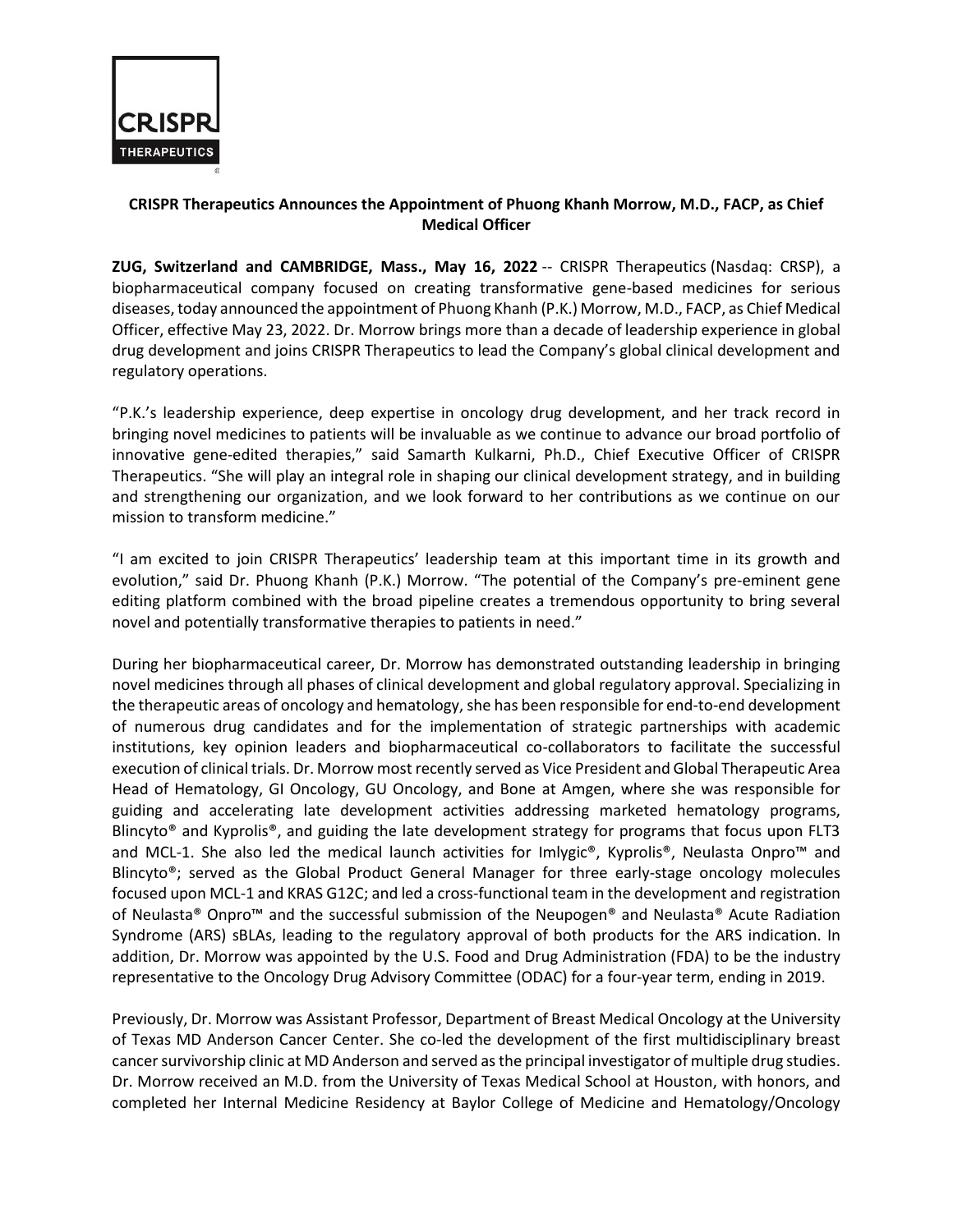**CRISPR Therapeutics Announces the Appointment of Phuong Khanh Morrow, M.D., FACP, as Chief Medical Officer**

**ZUG, Switzerland and CAMBRIDGE, Mass., May 16, 2022** -- CRISPR Therapeutics (Nasdaq: CRSP), a biopharmaceutical company focused on creating transformative gene-based medicines for serious diseases, today announced the appointment of Phuong Khanh (P.K.) Morrow, M.D., FACP, as Chief Medical Officer, effective May 23, 2022. Dr. Morrow brings more than a decade of leadership experience in global drug development and joins CRISPR Therapeutics to lead the Company's global clinical development and regulatory operations.

"P.K.'s leadership experience, deep expertise in oncology drug development, and her track record in bringing novel medicines to patients will be invaluable as we continue to advance our broad portfolio of innovative gene-edited therapies," said Samarth Kulkarni, Ph.D., Chief Executive Officer of CRISPR Therapeutics. "She will play an integral role in shaping our clinical development strategy, and in building and strengthening our organization, and we look forward to her contributions as we continue on our mission to transform medicine."

"I am excited to join CRISPR Therapeutics' leadership team at this important time in its growth and evolution," said Dr. Phuong Khanh (P.K.) Morrow. "The potential of the Company's pre-eminent gene editing platform combined with the broad pipeline creates a tremendous opportunity to bring several novel and potentially transformative therapies to patients in need."

During her biopharmaceutical career, Dr. Morrow has demonstrated outstanding leadership in bringing novel medicines through all phases of clinical development and global regulatory approval. Specializing in the therapeutic areas of oncology and hematology, she has been responsible for end-to-end development of numerous drug candidates and for the implementation of strategic partnerships with academic institutions, key opinion leaders and biopharmaceutical co-collaborators to facilitate the successful execution of clinical trials. Dr. Morrow most recently served as Vice President and Global Therapeutic Area Head of Hematology, GI Oncology, GU Oncology, and Bone at Amgen, where she was responsible for guiding and accelerating late development activities addressing marketed hematology programs, Blincyto® and Kyprolis®, and guiding the late development strategy for programs that focus upon FLT3 and MCL-1. She also led the medical launch activities for Imlygic®, Kyprolis®, Neulasta Onpro™ and Blincyto®; served as the Global Product General Manager for three early-stage oncology molecules focused upon MCL-1 and KRAS G12C; and led a cross-functional team in the development and registration of Neulasta® Onpro™ and the successful submission of the Neupogen® and Neulasta® Acute Radiation Syndrome (ARS) sBLAs, leading to the regulatory approval of both products for the ARS indication. In addition, Dr. Morrow was appointed by the U.S. Food and Drug Administration (FDA) to be the industry representative to the Oncology Drug Advisory Committee (ODAC) for a four-year term, ending in 2019.

Previously, Dr. Morrow was Assistant Professor, Department of Breast Medical Oncology at the University of Texas MD Anderson Cancer Center. She co-led the development of the first multidisciplinary breast cancer survivorship clinic at MD Anderson and served as the principal investigator of multiple drug studies. Dr. Morrow received an M.D. from the University of Texas Medical School at Houston, with honors, and completed her Internal Medicine Residency at Baylor College of Medicine and Hematology/Oncology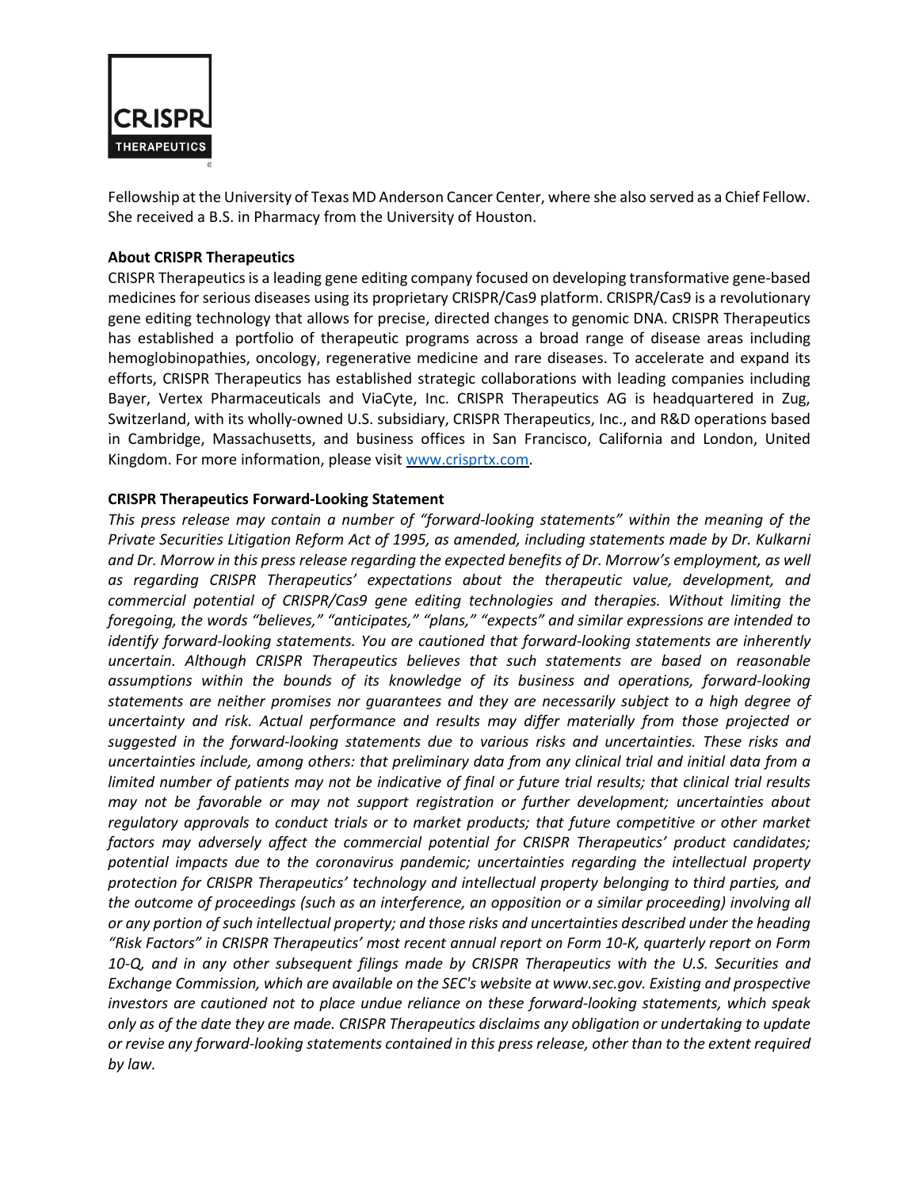Fellowship at the University of Texas MD Anderson Cancer Center, where she also served as a Chief Fellow. She received a B.S. in Pharmacy from the University of Houston.

**About CRISPR Therapeutics**

CRISPR Therapeutics is a leading gene editing company focused on developing transformative gene-based medicines for serious diseases using its proprietary CRISPR/Cas9 platform. CRISPR/Cas9 is a revolutionary gene editing technology that allows for precise, directed changes to genomic DNA. CRISPR Therapeutics has established a portfolio of therapeutic programs across a broad range of disease areas including hemoglobinopathies, oncology, regenerative medicine and rare diseases. To accelerate and expand its efforts, CRISPR Therapeutics has established strategic collaborations with leading companies including Bayer, Vertex Pharmaceuticals and ViaCyte, Inc. CRISPR Therapeutics AG is headquartered in Zug, Switzerland, with its wholly-owned U.S. subsidiary, CRISPR Therapeutics, Inc., and R&D operations based in Cambridge, Massachusetts, and business offices in San Francisco, California and London, United Kingdom. For more information, please visit [www.crisprtx.com](www.crisprtx.com).

**CRISPR Therapeutics Forward-Looking Statement**

*This press release may contain a number of "forward-looking statements" within the meaning of the Private Securities Litigation Reform Act of 1995, as amended, including statements made by Dr. Kulkarni and Dr. Morrow in this press release regarding the expected benefits of Dr. Morrow's employment, as well as regarding CRISPR Therapeutics' expectations about the therapeutic value, development, and commercial potential of CRISPR/Cas9 gene editing technologies and therapies. Without limiting the foregoing, the words "believes," "anticipates," "plans," "expects" and similar expressions are intended to identify forward-looking statements. You are cautioned that forward-looking statements are inherently uncertain. Although CRISPR Therapeutics believes that such statements are based on reasonable assumptions within the bounds of its knowledge of its business and operations, forward-looking statements are neither promises nor guarantees and they are necessarily subject to a high degree of uncertainty and risk. Actual performance and results may differ materially from those projected or suggested in the forward-looking statements due to various risks and uncertainties. These risks and uncertainties include, among others: that preliminary data from any clinical trial and initial data from a limited number of patients may not be indicative of final or future trial results; that clinical trial results may not be favorable or may not support registration or further development; uncertainties about regulatory approvals to conduct trials or to market products; that future competitive or other market factors may adversely affect the commercial potential for CRISPR Therapeutics' product candidates; potential impacts due to the coronavirus pandemic; uncertainties regarding the intellectual property protection for CRISPR Therapeutics' technology and intellectual property belonging to third parties, and the outcome of proceedings (such as an interference, an opposition or a similar proceeding) involving all or any portion of such intellectual property; and those risks and uncertainties described under the heading "Risk Factors" in CRISPR Therapeutics' most recent annual report on Form 10-K, quarterly report on Form 10-Q, and in any other subsequent filings made by CRISPR Therapeutics with the U.S. Securities and Exchange Commission, which are available on the SEC's website at www.sec.gov. Existing and prospective investors are cautioned not to place undue reliance on these forward-looking statements, which speak only as of the date they are made. CRISPR Therapeutics disclaims any obligation or undertaking to update or revise any forward-looking statements contained in this press release, other than to the extent required by law.*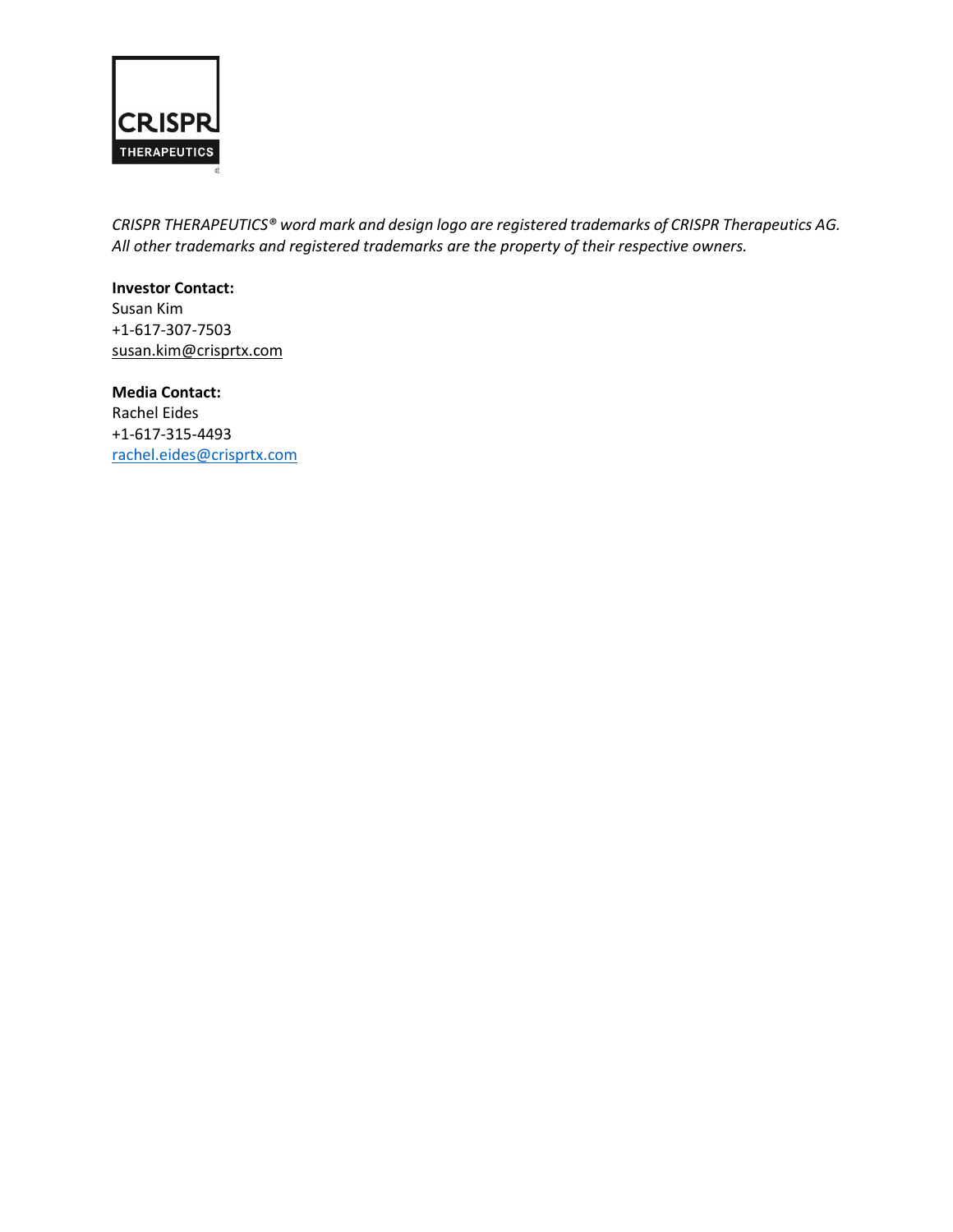*CRISPR THERAPEUTICS® word mark and design logo are registered trademarks of CRISPR Therapeutics AG. All other trademarks and registered trademarks are the property of their respective owners.*

**Investor Contact:**
Susan Kim
+1-617-307-7503
susan.kim@crisprtx.com

**Media Contact:**
Rachel Eides
+1-617-315-4493
rachel.eides@crisprtx.com